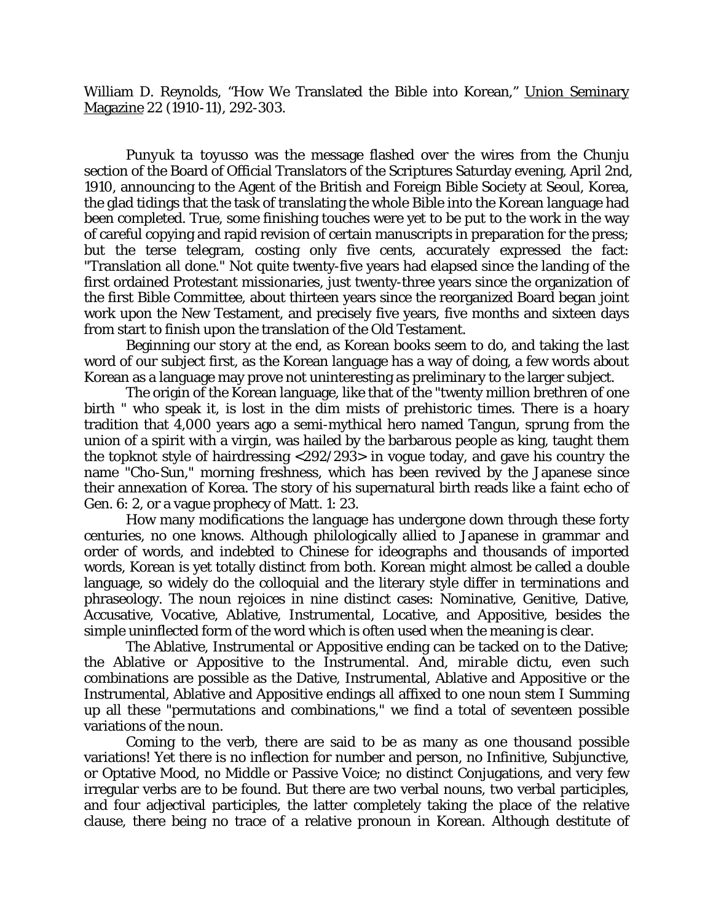William D. Reynolds, "How We Translated the Bible into Korean," Union Seminary Magazine 22 (1910-11), 292-303.

Punyuk ta toyusso was the message flashed over the wires from the Chunju section of the Board of Official Translators of the Scriptures Saturday evening, April 2nd, 1910, announcing to the Agent of the British and Foreign Bible Society at Seoul, Korea, the glad tidings that the task of translating the whole Bible into the Korean language had been completed. True, some finishing touches were yet to be put to the work in the way of careful copying and rapid revision of certain manuscripts in preparation for the press; but the terse telegram, costing only five cents, accurately expressed the fact: "Translation all done." Not quite twenty-five years had elapsed since the landing of the first ordained Protestant missionaries, just twenty-three years since the organization of the first Bible Committee, about thirteen years since the reorganized Board began joint work upon the New Testament, and precisely five years, five months and sixteen days from start to finish upon the translation of the Old Testament.

Beginning our story at the end, as Korean books seem to do, and taking the last word of our subject first, as the Korean language has a way of doing, a few words about Korean as a language may prove not uninteresting as preliminary to the larger subject.

The origin of the Korean language, like that of the "twenty million brethren of one birth " who speak it, is lost in the dim mists of prehistoric times. There is a hoary tradition that 4,000 years ago a semi-mythical hero named Tangun, sprung from the union of a spirit with a virgin, was hailed by the barbarous people as king, taught them the topknot style of hairdressing <292/293> in vogue today, and gave his country the name "Cho-Sun," morning freshness, which has been revived by the Japanese since their annexation of Korea. The story of his supernatural birth reads like a faint echo of Gen. 6: 2, or a vague prophecy of Matt. 1: 23.

How many modifications the language has undergone down through these forty centuries, no one knows. Although philologically allied to Japanese in grammar and order of words, and indebted to Chinese for ideographs and thousands of imported words, Korean is yet totally distinct from both. Korean might almost be called a double language, so widely do the colloquial and the literary style differ in terminations and phraseology. The noun rejoices in nine distinct cases: Nominative, Genitive, Dative, Accusative, Vocative, Ablative, Instrumental, Locative, and Appositive, besides the simple uninflected form of the word which is often used when the meaning is clear.

The Ablative, Instrumental or Appositive ending can be tacked on to the Dative; the Ablative or Appositive to the Instrumental. And, *mirable dictu*, even such combinations are possible as the Dative, Instrumental, Ablative and Appositive or the Instrumental, Ablative and Appositive endings all affixed to one noun stem I Summing up all these "permutations and combinations," we find a total of seventeen possible variations of the noun.

Coming to the verb, there are said to be as many as one thousand possible variations! Yet there is no inflection for number and person, no Infinitive, Subjunctive, or Optative Mood, no Middle or Passive Voice; no distinct Conjugations, and very few irregular verbs are to be found. But there are two verbal nouns, two verbal participles, and four adjectival participles, the latter completely taking the place of the relative clause, there being no trace of a relative pronoun in Korean. Although destitute of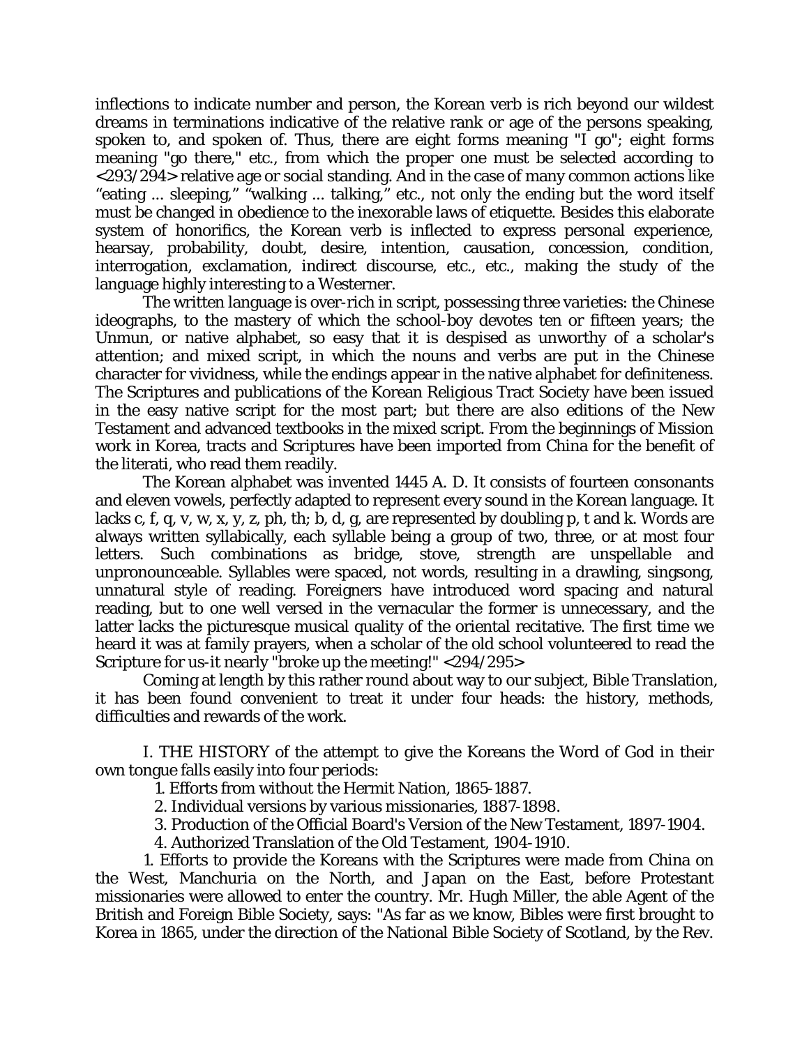inflections to indicate number and person, the Korean verb is rich beyond our wildest dreams in terminations indicative of the relative rank or age of the persons speaking, spoken to, and spoken of. Thus, there are eight forms meaning "I go"; eight forms meaning "go there," etc., from which the proper one must be selected according to <293/294> relative age or social standing. And in the case of many common actions like “eating ... sleeping,” “walking ... talking,” etc., not only the ending but the word itself must be changed in obedience to the inexorable laws of etiquette. Besides this elaborate system of honorifics, the Korean verb is inflected to express personal experience, hearsay, probability, doubt, desire, intention, causation, concession, condition, interrogation, exclamation, indirect discourse, etc., etc., making the study of the language highly interesting to a Westerner.

The written language is over-rich in script, possessing three varieties: the Chinese ideographs, to the mastery of which the school-boy devotes ten or fifteen years; the Unmun, or native alphabet, so easy that it is despised as unworthy of a scholar's attention; and mixed script, in which the nouns and verbs are put in the Chinese character for vividness, while the endings appear in the native alphabet for definiteness. The Scriptures and publications of the Korean Religious Tract Society have been issued in the easy native script for the most part; but there are also editions of the New Testament and advanced textbooks in the mixed script. From the beginnings of Mission work in Korea, tracts and Scriptures have been imported from China for the benefit of the literati, who read them readily.

The Korean alphabet was invented 1445 A. D. It consists of fourteen consonants and eleven vowels, perfectly adapted to represent every sound in the Korean language. It lacks c, f, q, v, w, x, y, z, ph, th; b, d, g, are represented by doubling p, t and k. Words are always written syllabically, each syllable being a group of two, three, or at most four letters. Such combinations as bridge, stove, strength are unspellable and unpronounceable. Syllables were spaced, not words, resulting in a drawling, singsong, unnatural style of reading. Foreigners have introduced word spacing and natural reading, but to one well versed in the vernacular the former is unnecessary, and the latter lacks the picturesque musical quality of the oriental recitative. The first time we heard it was at family prayers, when a scholar of the old school volunteered to read the Scripture for us-it nearly "broke up the meeting!" <294/295>

Coming at length by this rather round about way to our subject, Bible Translation, it has been found convenient to treat it under four heads: the history, methods, difficulties and rewards of the work.

I. THE HISTORY of the attempt to give the Koreans the Word of God in their own tongue falls easily into four periods:

1. Efforts from without the Hermit Nation, 1865-1887.
2. Individual versions by various missionaries, 1887-1898.
3. Production of the Official Board's Version of the New Testament, 1897-1904.
4. Authorized Translation of the Old Testament, 1904-1910.

1. Efforts to provide the Koreans with the Scriptures were made from China on the West, Manchuria on the North, and Japan on the East, before Protestant missionaries were allowed to enter the country. Mr. Hugh Miller, the able Agent of the British and Foreign Bible Society, says: "As far as we know, Bibles were first brought to Korea in 1865, under the direction of the National Bible Society of Scotland, by the Rev.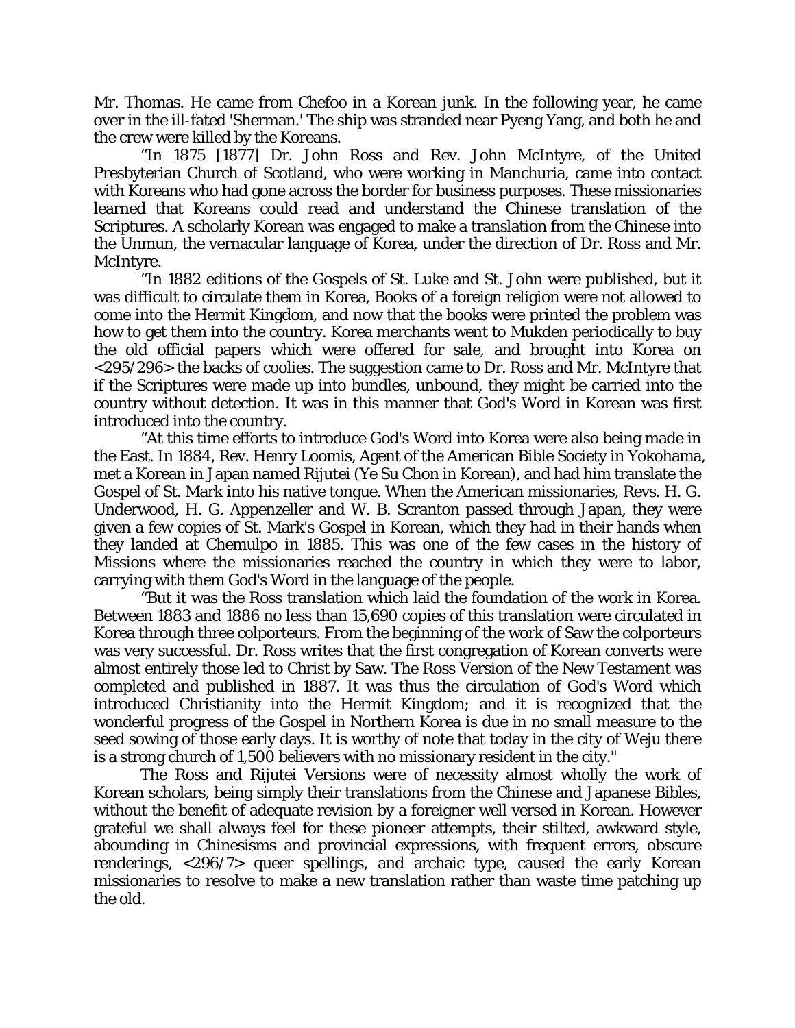Mr. Thomas. He came from Chefoo in a Korean junk. In the following year, he came over in the ill-fated 'Sherman.' The ship was stranded near Pyeng Yang, and both he and the crew were killed by the Koreans.

"In 1875 [1877] Dr. John Ross and Rev. John McIntyre, of the United Presbyterian Church of Scotland, who were working in Manchuria, came into contact with Koreans who had gone across the border for business purposes. These missionaries learned that Koreans could read and understand the Chinese translation of the Scriptures. A scholarly Korean was engaged to make a translation from the Chinese into the Unmun, the vernacular language of Korea, under the direction of Dr. Ross and Mr. McIntyre.

"In 1882 editions of the Gospels of St. Luke and St. John were published, but it was difficult to circulate them in Korea, Books of a foreign religion were not allowed to come into the Hermit Kingdom, and now that the books were printed the problem was how to get them into the country. Korea merchants went to Mukden periodically to buy the old official papers which were offered for sale, and brought into Korea on <295/296> the backs of coolies. The suggestion came to Dr. Ross and Mr. McIntyre that if the Scriptures were made up into bundles, unbound, they might be carried into the country without detection. It was in this manner that God's Word in Korean was first introduced into the country.

"At this time efforts to introduce God's Word into Korea were also being made in the East. In 1884, Rev. Henry Loomis, Agent of the American Bible Society in Yokohama, met a Korean in Japan named Rijutei (Ye Su Chon in Korean), and had him translate the Gospel of St. Mark into his native tongue. When the American missionaries, Revs. H. G. Underwood, H. G. Appenzeller and W. B. Scranton passed through Japan, they were given a few copies of St. Mark's Gospel in Korean, which they had in their hands when they landed at Chemulpo in 1885. This was one of the few cases in the history of Missions where the missionaries reached the country in which they were to labor, carrying with them God's Word in the language of the people.

"But it was the Ross translation which laid the foundation of the work in Korea. Between 1883 and 1886 no less than 15,690 copies of this translation were circulated in Korea through three colporteurs. From the beginning of the work of Saw the colporteurs was very successful. Dr. Ross writes that the first congregation of Korean converts were almost entirely those led to Christ by Saw. The Ross Version of the New Testament was completed and published in 1887. It was thus the circulation of God's Word which introduced Christianity into the Hermit Kingdom; and it is recognized that the wonderful progress of the Gospel in Northern Korea is due in no small measure to the seed sowing of those early days. It is worthy of note that today in the city of Weju there is a strong church of 1,500 believers with no missionary resident in the city."

The Ross and Rijutei Versions were of necessity almost wholly the work of Korean scholars, being simply their translations from the Chinese and Japanese Bibles, without the benefit of adequate revision by a foreigner well versed in Korean. However grateful we shall always feel for these pioneer attempts, their stilted, awkward style, abounding in Chinesisms and provincial expressions, with frequent errors, obscure renderings, <296/7> queer spellings, and archaic type, caused the early Korean missionaries to resolve to make a new translation rather than waste time patching up the old.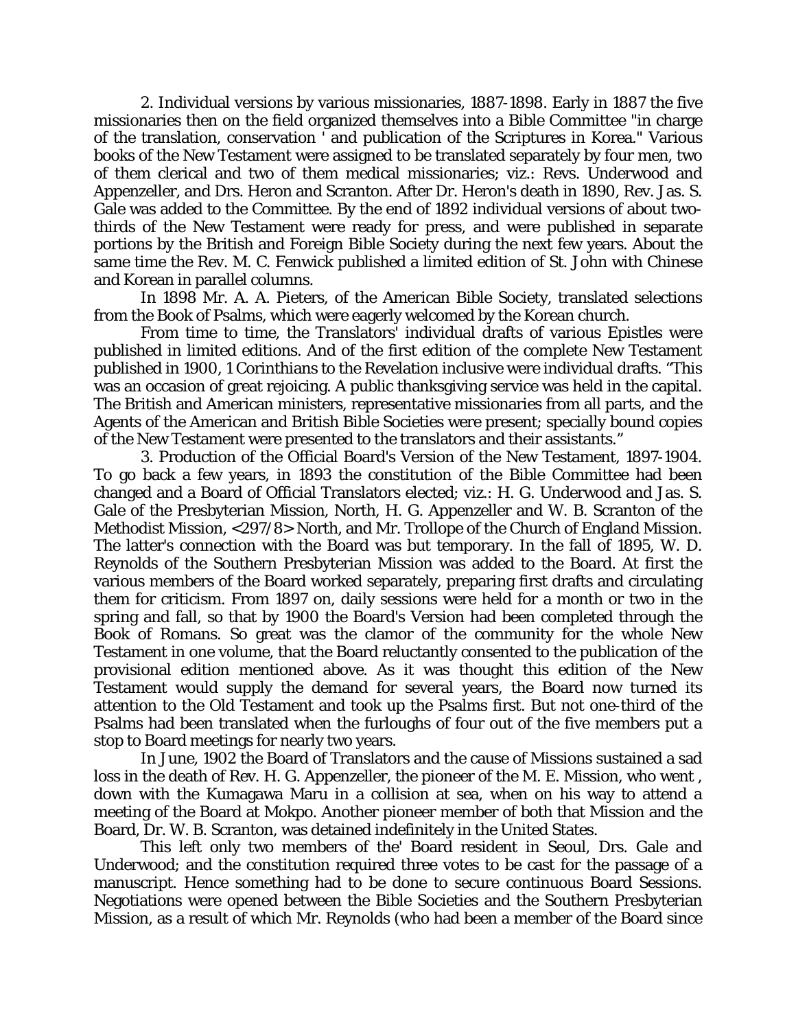2. Individual versions by various missionaries, 1887-1898. Early in 1887 the five missionaries then on the field organized themselves into a Bible Committee "in charge of the translation, conservation ' and publication of the Scriptures in Korea." Various books of the New Testament were assigned to be translated separately by four men, two of them clerical and two of them medical missionaries; viz.: Revs. Underwood and Appenzeller, and Drs. Heron and Scranton. After Dr. Heron's death in 1890, Rev. Jas. S. Gale was added to the Committee. By the end of 1892 individual versions of about two-thirds of the New Testament were ready for press, and were published in separate portions by the British and Foreign Bible Society during the next few years. About the same time the Rev. M. C. Fenwick published a limited edition of St. John with Chinese and Korean in parallel columns.

In 1898 Mr. A. A. Pieters, of the American Bible Society, translated selections from the Book of Psalms, which were eagerly welcomed by the Korean church.

From time to time, the Translators' individual drafts of various Epistles were published in limited editions. And of the first edition of the complete New Testament published in 1900, 1 Corinthians to the Revelation inclusive were individual drafts. "This was an occasion of great rejoicing. A public thanksgiving service was held in the capital. The British and American ministers, representative missionaries from all parts, and the Agents of the American and British Bible Societies were present; specially bound copies of the New Testament were presented to the translators and their assistants."

3. Production of the Official Board's Version of the New Testament, 1897-1904. To go back a few years, in 1893 the constitution of the Bible Committee had been changed and a Board of Official Translators elected; viz.: H. G. Underwood and Jas. S. Gale of the Presbyterian Mission, North, H. G. Appenzeller and W. B. Scranton of the Methodist Mission, <297/8> North, and Mr. Trollope of the Church of England Mission. The latter's connection with the Board was but temporary. In the fall of 1895, W. D. Reynolds of the Southern Presbyterian Mission was added to the Board. At first the various members of the Board worked separately, preparing first drafts and circulating them for criticism. From 1897 on, daily sessions were held for a month or two in the spring and fall, so that by 1900 the Board's Version had been completed through the Book of Romans. So great was the clamor of the community for the whole New Testament in one volume, that the Board reluctantly consented to the publication of the provisional edition mentioned above. As it was thought this edition of the New Testament would supply the demand for several years, the Board now turned its attention to the Old Testament and took up the Psalms first. But not one-third of the Psalms had been translated when the furloughs of four out of the five members put a stop to Board meetings for nearly two years.

In June, 1902 the Board of Translators and the cause of Missions sustained a sad loss in the death of Rev. H. G. Appenzeller, the pioneer of the M. E. Mission, who went , down with the Kumagawa Maru in a collision at sea, when on his way to attend a meeting of the Board at Mokpo. Another pioneer member of both that Mission and the Board, Dr. W. B. Scranton, was detained indefinitely in the United States.

This left only two members of the' Board resident in Seoul, Drs. Gale and Underwood; and the constitution required three votes to be cast for the passage of a manuscript. Hence something had to be done to secure continuous Board Sessions. Negotiations were opened between the Bible Societies and the Southern Presbyterian Mission, as a result of which Mr. Reynolds (who had been a member of the Board since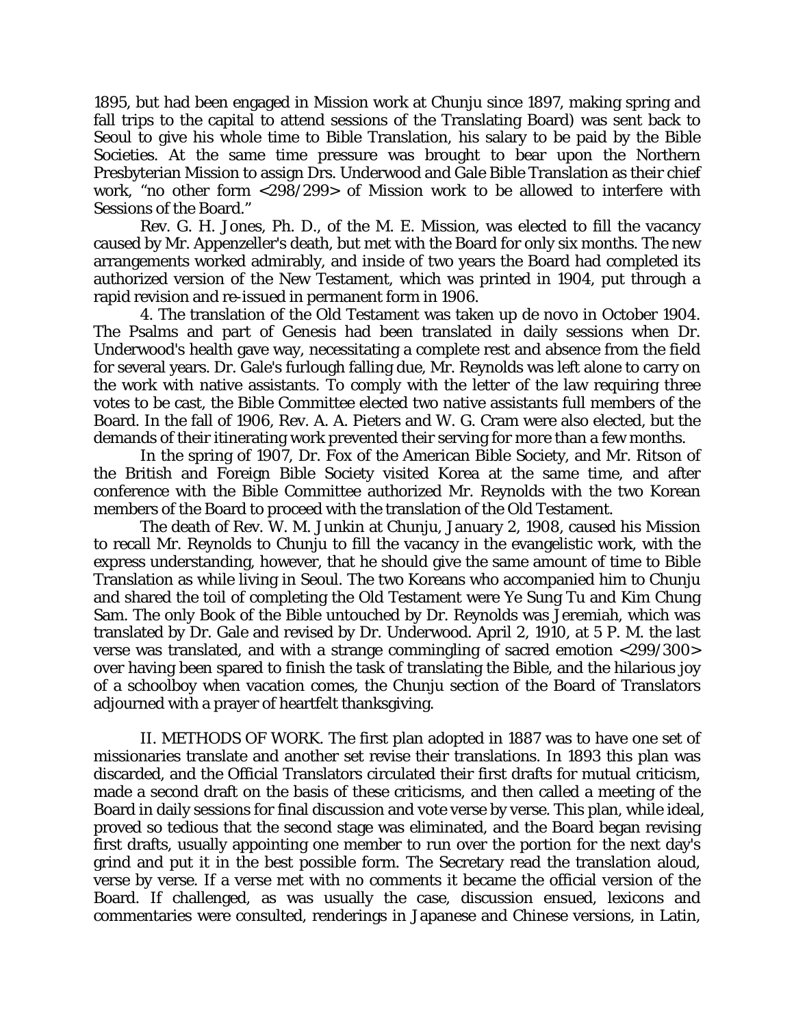1895, but had been engaged in Mission work at Chunju since 1897, making spring and fall trips to the capital to attend sessions of the Translating Board) was sent back to Seoul to give his whole time to Bible Translation, his salary to be paid by the Bible Societies. At the same time pressure was brought to bear upon the Northern Presbyterian Mission to assign Drs. Underwood and Gale Bible Translation as their chief work, "no other form <298/299> of Mission work to be allowed to interfere with Sessions of the Board."

Rev. G. H. Jones, Ph. D., of the M. E. Mission, was elected to fill the vacancy caused by Mr. Appenzeller's death, but met with the Board for only six months. The new arrangements worked admirably, and inside of two years the Board had completed its authorized version of the New Testament, which was printed in 1904, put through a rapid revision and re-issued in permanent form in 1906.

4. The translation of the Old Testament was taken up de novo in October 1904. The Psalms and part of Genesis had been translated in daily sessions when Dr. Underwood's health gave way, necessitating a complete rest and absence from the field for several years. Dr. Gale's furlough falling due, Mr. Reynolds was left alone to carry on the work with native assistants. To comply with the letter of the law requiring three votes to be cast, the Bible Committee elected two native assistants full members of the Board. In the fall of 1906, Rev. A. A. Pieters and W. G. Cram were also elected, but the demands of their itinerating work prevented their serving for more than a few months.

In the spring of 1907, Dr. Fox of the American Bible Society, and Mr. Ritson of the British and Foreign Bible Society visited Korea at the same time, and after conference with the Bible Committee authorized Mr. Reynolds with the two Korean members of the Board to proceed with the translation of the Old Testament.

The death of Rev. W. M. Junkin at Chunju, January 2, 1908, caused his Mission to recall Mr. Reynolds to Chunju to fill the vacancy in the evangelistic work, with the express understanding, however, that he should give the same amount of time to Bible Translation as while living in Seoul. The two Koreans who accompanied him to Chunju and shared the toil of completing the Old Testament were Ye Sung Tu and Kim Chung Sam. The only Book of the Bible untouched by Dr. Reynolds was Jeremiah, which was translated by Dr. Gale and revised by Dr. Underwood. April 2, 1910, at 5 P. M. the last verse was translated, and with a strange commingling of sacred emotion <299/300> over having been spared to finish the task of translating the Bible, and the hilarious joy of a schoolboy when vacation comes, the Chunju section of the Board of Translators adjourned with a prayer of heartfelt thanksgiving.

II. METHODS OF WORK. The first plan adopted in 1887 was to have one set of missionaries translate and another set revise their translations. In 1893 this plan was discarded, and the Official Translators circulated their first drafts for mutual criticism, made a second draft on the basis of these criticisms, and then called a meeting of the Board in daily sessions for final discussion and vote verse by verse. This plan, while ideal, proved so tedious that the second stage was eliminated, and the Board began revising first drafts, usually appointing one member to run over the portion for the next day's grind and put it in the best possible form. The Secretary read the translation aloud, verse by verse. If a verse met with no comments it became the official version of the Board. If challenged, as was usually the case, discussion ensued, lexicons and commentaries were consulted, renderings in Japanese and Chinese versions, in Latin,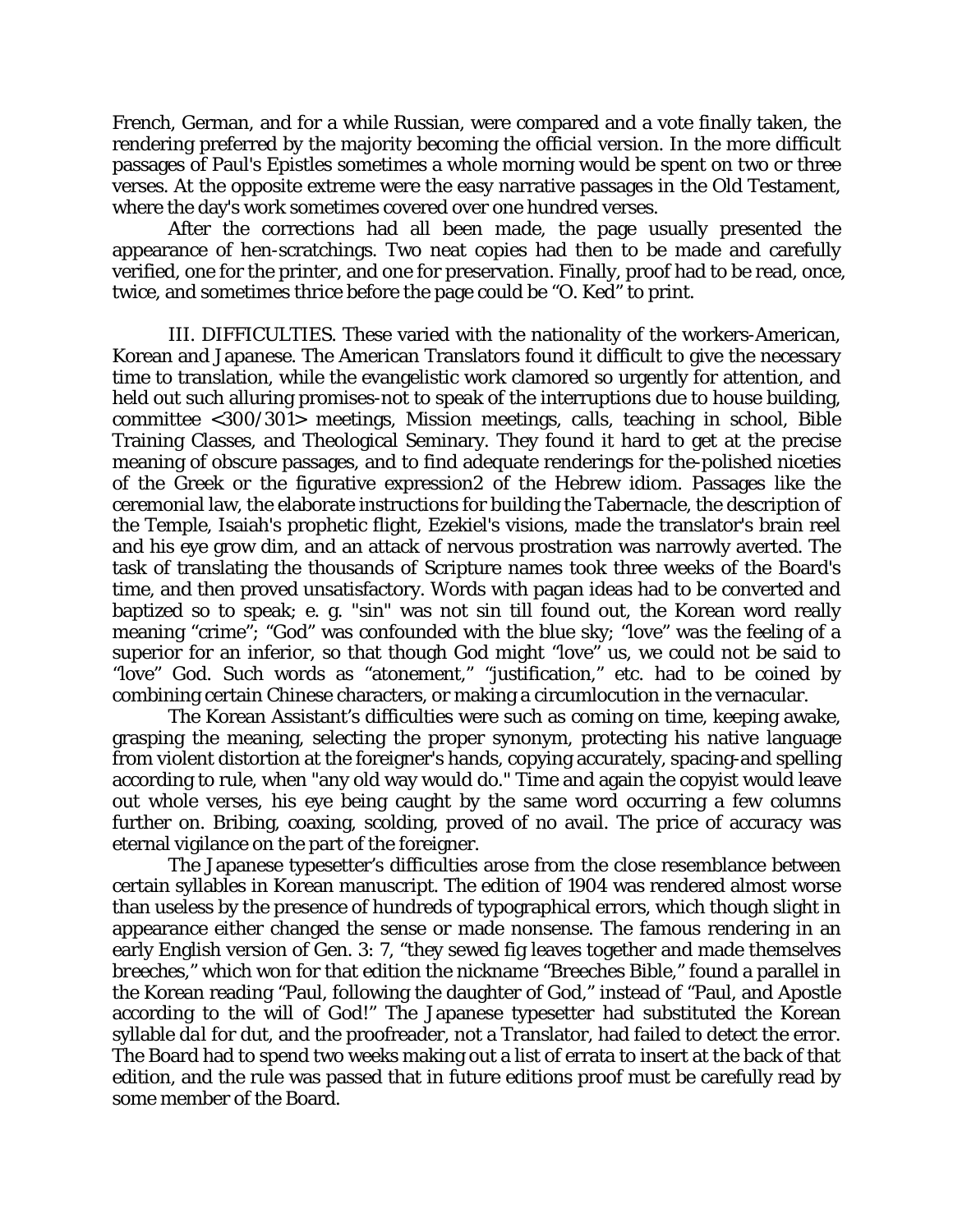French, German, and for a while Russian, were compared and a vote finally taken, the rendering preferred by the majority becoming the official version. In the more difficult passages of Paul's Epistles sometimes a whole morning would be spent on two or three verses. At the opposite extreme were the easy narrative passages in the Old Testament, where the day's work sometimes covered over one hundred verses.

After the corrections had all been made, the page usually presented the appearance of hen-scratchings. Two neat copies had then to be made and carefully verified, one for the printer, and one for preservation. Finally, proof had to be read, once, twice, and sometimes thrice before the page could be "O. Ked" to print.

III. DIFFICULTIES. These varied with the nationality of the workers-American, Korean and Japanese. The American Translators found it difficult to give the necessary time to translation, while the evangelistic work clamored so urgently for attention, and held out such alluring promises-not to speak of the interruptions due to house building, committee <300/301> meetings, Mission meetings, calls, teaching in school, Bible Training Classes, and Theological Seminary. They found it hard to get at the precise meaning of obscure passages, and to find adequate renderings for the-polished niceties of the Greek or the figurative expression2 of the Hebrew idiom. Passages like the ceremonial law, the elaborate instructions for building the Tabernacle, the description of the Temple, Isaiah's prophetic flight, Ezekiel's visions, made the translator's brain reel and his eye grow dim, and an attack of nervous prostration was narrowly averted. The task of translating the thousands of Scripture names took three weeks of the Board's time, and then proved unsatisfactory. Words with pagan ideas had to be converted and baptized so to speak; e. g. "sin" was not sin till found out, the Korean word really meaning "crime"; "God" was confounded with the blue sky; "love" was the feeling of a superior for an inferior, so that though God might "love" us, we could not be said to "love" God. Such words as "atonement," "justification," etc. had to be coined by combining certain Chinese characters, or making a circumlocution in the vernacular.

The Korean Assistant's difficulties were such as coming on time, keeping awake, grasping the meaning, selecting the proper synonym, protecting his native language from violent distortion at the foreigner's hands, copying accurately, spacing-and spelling according to rule, when "any old way would do." Time and again the copyist would leave out whole verses, his eye being caught by the same word occurring a few columns further on. Bribing, coaxing, scolding, proved of no avail. The price of accuracy was eternal vigilance on the part of the foreigner.

The Japanese typesetter's difficulties arose from the close resemblance between certain syllables in Korean manuscript. The edition of 1904 was rendered almost worse than useless by the presence of hundreds of typographical errors, which though slight in appearance either changed the sense or made nonsense. The famous rendering in an early English version of Gen. 3: 7, "they sewed fig leaves together and made themselves breeches," which won for that edition the nickname "Breeches Bible," found a parallel in the Korean reading "Paul, following the daughter of God," instead of "Paul, and Apostle according to the will of God!" The Japanese typesetter had substituted the Korean syllable *dal* for dut, and the proofreader, not a Translator, had failed to detect the error. The Board had to spend two weeks making out a list of errata to insert at the back of that edition, and the rule was passed that in future editions proof must be carefully read by some member of the Board.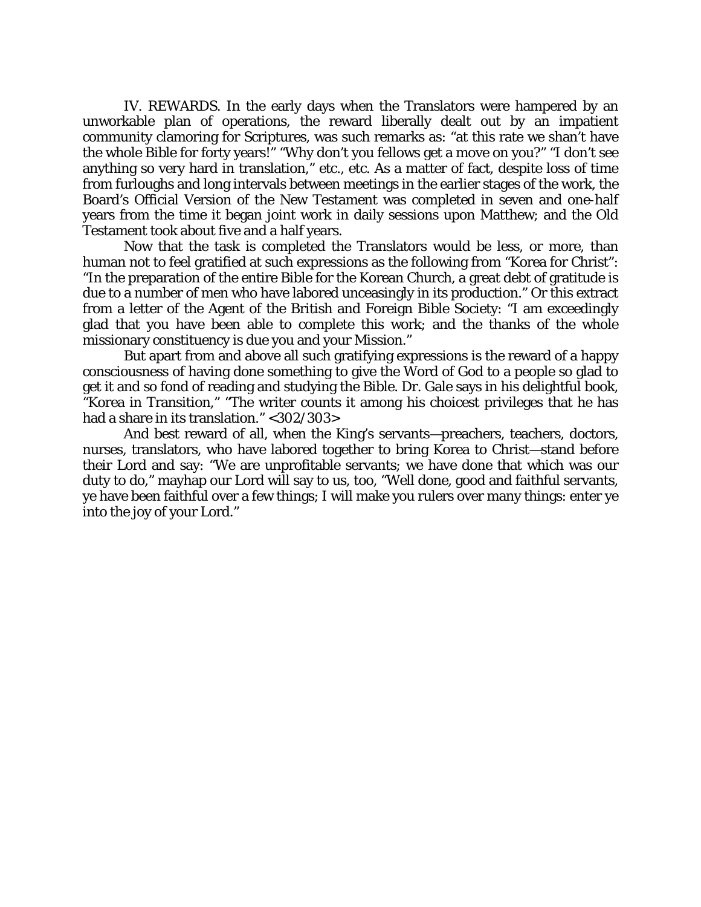IV. REWARDS. In the early days when the Translators were hampered by an unworkable plan of operations, the reward liberally dealt out by an impatient community clamoring for Scriptures, was such remarks as: "at this rate we shan't have the whole Bible for forty years!" "Why don't you fellows get a move on you?" "I don't see anything so very hard in translation," etc., etc. As a matter of fact, despite loss of time from furloughs and long intervals between meetings in the earlier stages of the work, the Board's Official Version of the New Testament was completed in seven and one-half years from the time it began joint work in daily sessions upon Matthew; and the Old Testament took about five and a half years.

Now that the task is completed the Translators would be less, or more, than human not to feel gratified at such expressions as the following from "Korea for Christ": "In the preparation of the entire Bible for the Korean Church, a great debt of gratitude is due to a number of men who have labored unceasingly in its production." Or this extract from a letter of the Agent of the British and Foreign Bible Society: "I am exceedingly glad that you have been able to complete this work; and the thanks of the whole missionary constituency is due you and your Mission."

But apart from and above all such gratifying expressions is the reward of a happy consciousness of having done something to give the Word of God to a people so glad to get it and so fond of reading and studying the Bible. Dr. Gale says in his delightful book, "Korea in Transition," "The writer counts it among his choicest privileges that he has had a share in its translation." <302/303>

And best reward of all, when the King's servants—preachers, teachers, doctors, nurses, translators, who have labored together to bring Korea to Christ—stand before their Lord and say: "We are unprofitable servants; we have done that which was our duty to do," mayhap our Lord will say to us, too, "Well done, good and faithful servants, ye have been faithful over a few things; I will make you rulers over many things: enter ye into the joy of your Lord."